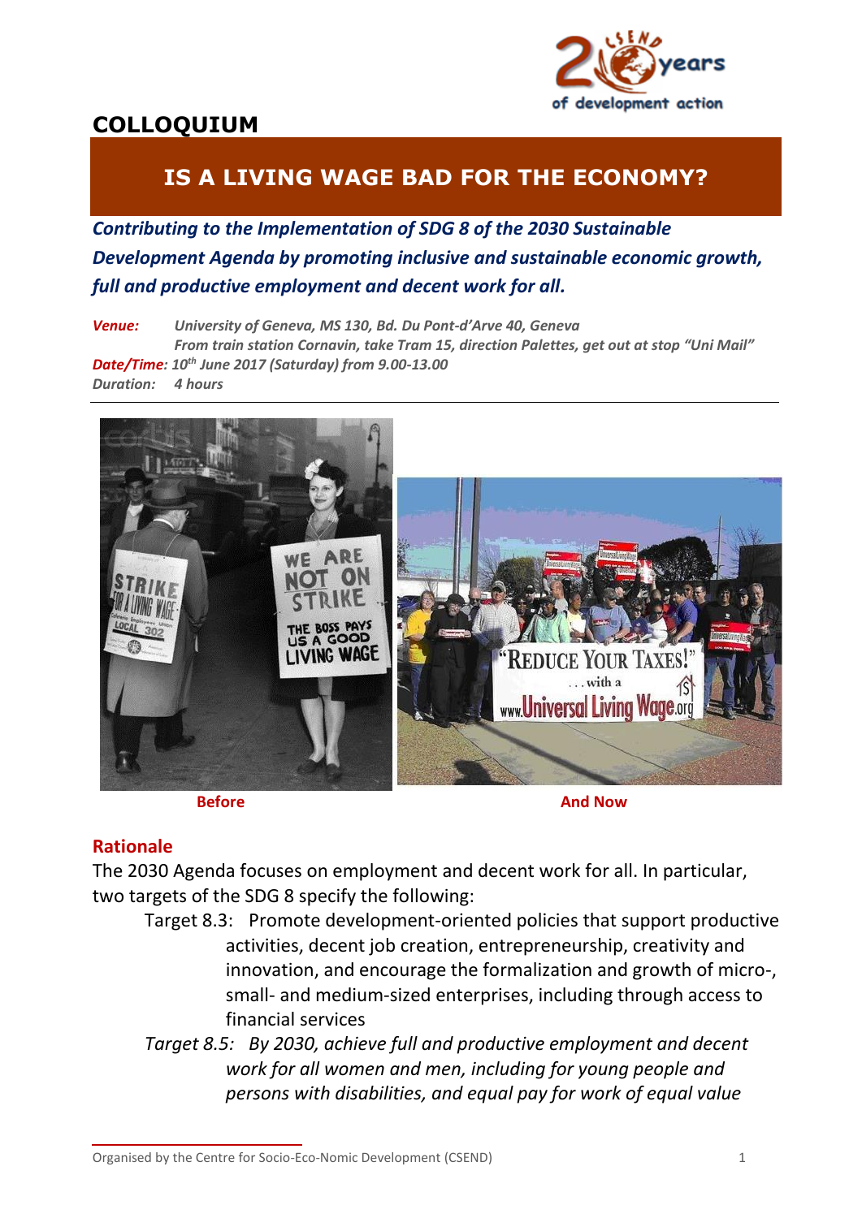# COLLOQUIUM

## IS A LIVING WAGE BAD FOR THE ECONOMY?

***Contributing to the Implementation of SDG 8 of the 2030 Sustainable Development Agenda by promoting inclusive and sustainable economic growth, full and productive employment and decent work for all.***

***Venue:*** *University of Geneva, MS 130, Bd. Du Pont-d'Arve 40, Geneva*
*From train station Cornavin, take Tram 15, direction Palettes, get out at stop "Uni Mail"*
***Date/Time:*** *10th June 2017 (Saturday) from 9.00-13.00*
***Duration:*** *4 hours*

**Before** **And Now**

### Rationale

The 2030 Agenda focuses on employment and decent work for all. In particular, two targets of the SDG 8 specify the following:

Target 8.3: Promote development-oriented policies that support productive activities, decent job creation, entrepreneurship, creativity and innovation, and encourage the formalization and growth of micro-, small- and medium-sized enterprises, including through access to financial services

*Target 8.5: By 2030, achieve full and productive employment and decent work for all women and men, including for young people and persons with disabilities, and equal pay for work of equal value*

Organised by the Centre for Socio-Eco-Nomic Development (CSEND)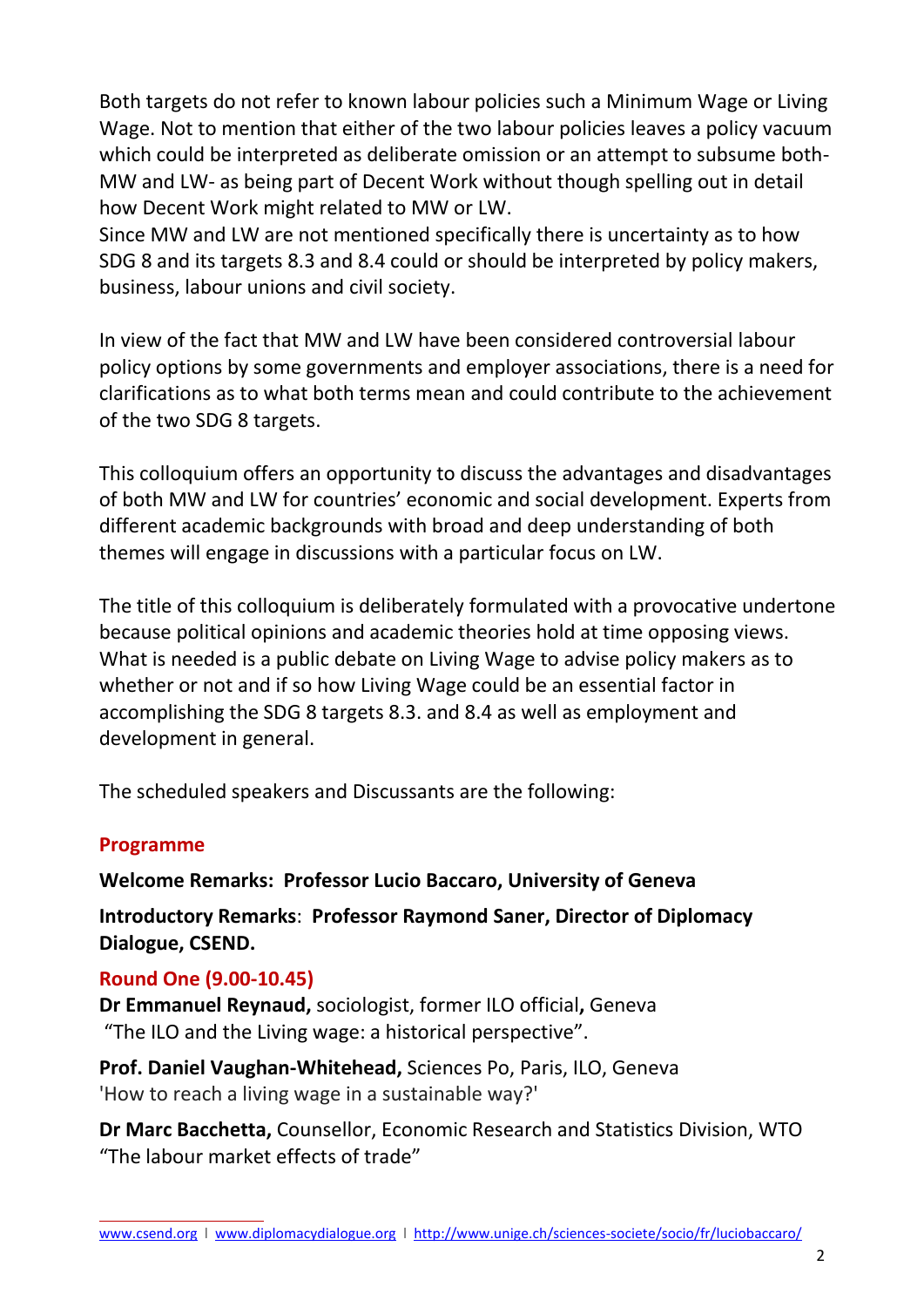Both targets do not refer to known labour policies such a Minimum Wage or Living Wage. Not to mention that either of the two labour policies leaves a policy vacuum which could be interpreted as deliberate omission or an attempt to subsume both- MW and LW- as being part of Decent Work without though spelling out in detail how Decent Work might related to MW or LW.
Since MW and LW are not mentioned specifically there is uncertainty as to how SDG 8 and its targets 8.3 and 8.4 could or should be interpreted by policy makers, business, labour unions and civil society.

In view of the fact that MW and LW have been considered controversial labour policy options by some governments and employer associations, there is a need for clarifications as to what both terms mean and could contribute to the achievement of the two SDG 8 targets.

This colloquium offers an opportunity to discuss the advantages and disadvantages of both MW and LW for countries' economic and social development. Experts from different academic backgrounds with broad and deep understanding of both themes will engage in discussions with a particular focus on LW.

The title of this colloquium is deliberately formulated with a provocative undertone because political opinions and academic theories hold at time opposing views. What is needed is a public debate on Living Wage to advise policy makers as to whether or not and if so how Living Wage could be an essential factor in accomplishing the SDG 8 targets 8.3. and 8.4 as well as employment and development in general.

The scheduled speakers and Discussants are the following:

## Programme

**Welcome Remarks: Professor Lucio Baccaro, University of Geneva**

**Introductory Remarks**: **Professor Raymond Saner, Director of Diplomacy Dialogue, CSEND.**

### Round One (9.00-10.45)

**Dr Emmanuel Reynaud,** sociologist, former ILO official**,** Geneva
"The ILO and the Living wage: a historical perspective".

**Prof. Daniel Vaughan-Whitehead,** Sciences Po, Paris, ILO, Geneva
'How to reach a living wage in a sustainable way?'

**Dr Marc Bacchetta,** Counsellor, Economic Research and Statistics Division, WTO
"The labour market effects of trade"

www.csend.org I www.diplomacydialogue.org I http://www.unige.ch/sciences-societe/socio/fr/luciobaccaro/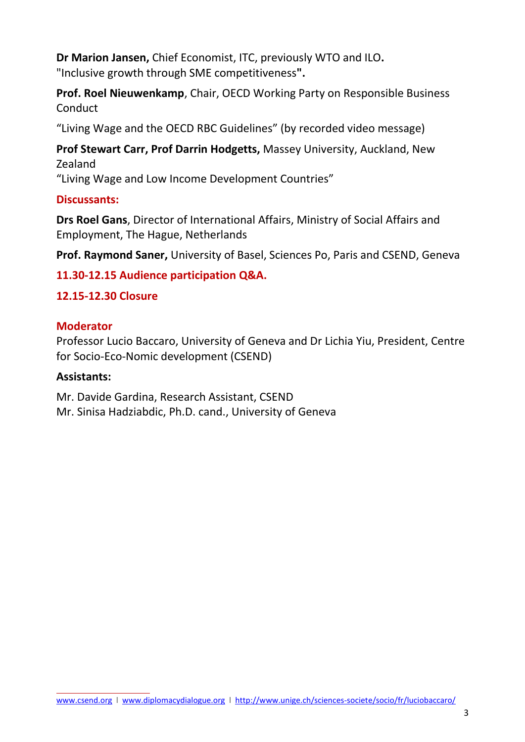**Dr Marion Jansen,** Chief Economist, ITC, previously WTO and ILO**.**
"Inclusive growth through SME competitiveness**".**

**Prof. Roel Nieuwenkamp**, Chair, OECD Working Party on Responsible Business Conduct

"Living Wage and the OECD RBC Guidelines" (by recorded video message)

**Prof Stewart Carr, Prof Darrin Hodgetts,** Massey University, Auckland, New Zealand
"Living Wage and Low Income Development Countries"

**Discussants:**

**Drs Roel Gans**, Director of International Affairs, Ministry of Social Affairs and Employment, The Hague, Netherlands

**Prof. Raymond Saner,** University of Basel, Sciences Po, Paris and CSEND, Geneva

**11.30-12.15 Audience participation Q&A.**

**12.15-12.30 Closure**

**Moderator**
Professor Lucio Baccaro, University of Geneva and Dr Lichia Yiu, President, Centre for Socio-Eco-Nomic development (CSEND)

**Assistants:**

Mr. Davide Gardina, Research Assistant, CSEND
Mr. Sinisa Hadziabdic, Ph.D. cand., University of Geneva

www.csend.org | www.diplomacydialogue.org | http://www.unige.ch/sciences-societe/socio/fr/luciobaccaro/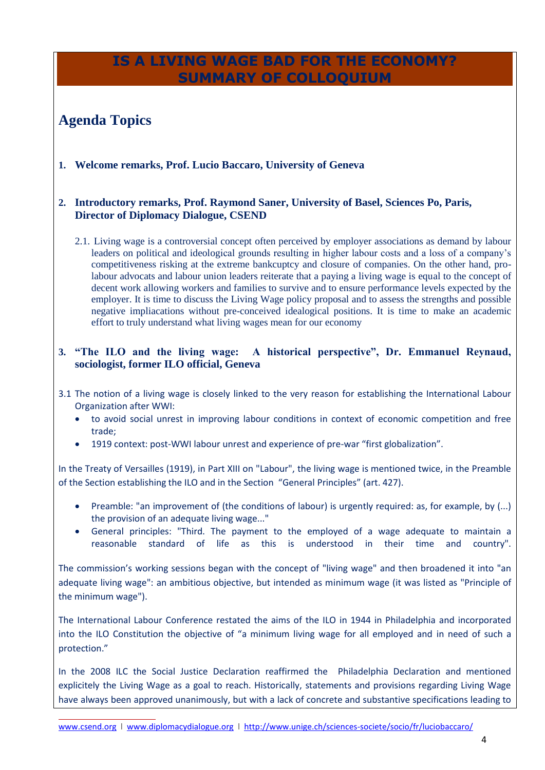# IS A LIVING WAGE BAD FOR THE ECONOMY? SUMMARY OF COLLOQUIUM

## Agenda Topics

**1. Welcome remarks, Prof. Lucio Baccaro, University of Geneva**

**2. Introductory remarks, Prof. Raymond Saner, University of Basel, Sciences Po, Paris, Director of Diplomacy Dialogue, CSEND**

2.1. Living wage is a controversial concept often perceived by employer associations as demand by labour leaders on political and ideological grounds resulting in higher labour costs and a loss of a company's competitiveness risking at the extreme bankcuptcy and closure of companies. On the other hand, pro-labour advocats and labour union leaders reiterate that a paying a living wage is equal to the concept of decent work allowing workers and families to survive and to ensure performance levels expected by the employer. It is time to discuss the Living Wage policy proposal and to assess the strengths and possible negative impliacations without pre-conceived idealogical positions. It is time to make an academic effort to truly understand what living wages mean for our economy

**3. "The ILO and the living wage: A historical perspective", Dr. Emmanuel Reynaud, sociologist, former ILO official, Geneva**

3.1 The notion of a living wage is closely linked to the very reason for establishing the International Labour Organization after WWI:

- to avoid social unrest in improving labour conditions in context of economic competition and free trade;
- 1919 context: post-WWI labour unrest and experience of pre-war "first globalization".

In the Treaty of Versailles (1919), in Part XIII on "Labour", the living wage is mentioned twice, in the Preamble of the Section establishing the ILO and in the Section "General Principles" (art. 427).

- Preamble: "an improvement of (the conditions of labour) is urgently required: as, for example, by (...) the provision of an adequate living wage..."
- General principles: "Third. The payment to the employed of a wage adequate to maintain a reasonable standard of life as this is understood in their time and country".

The commission's working sessions began with the concept of "living wage" and then broadened it into "an adequate living wage": an ambitious objective, but intended as minimum wage (it was listed as "Principle of the minimum wage").

The International Labour Conference restated the aims of the ILO in 1944 in Philadelphia and incorporated into the ILO Constitution the objective of "a minimum living wage for all employed and in need of such a protection."

In the 2008 ILC the Social Justice Declaration reaffirmed the Philadelphia Declaration and mentioned explicitely the Living Wage as a goal to reach. Historically, statements and provisions regarding Living Wage have always been approved unanimously, but with a lack of concrete and substantive specifications leading to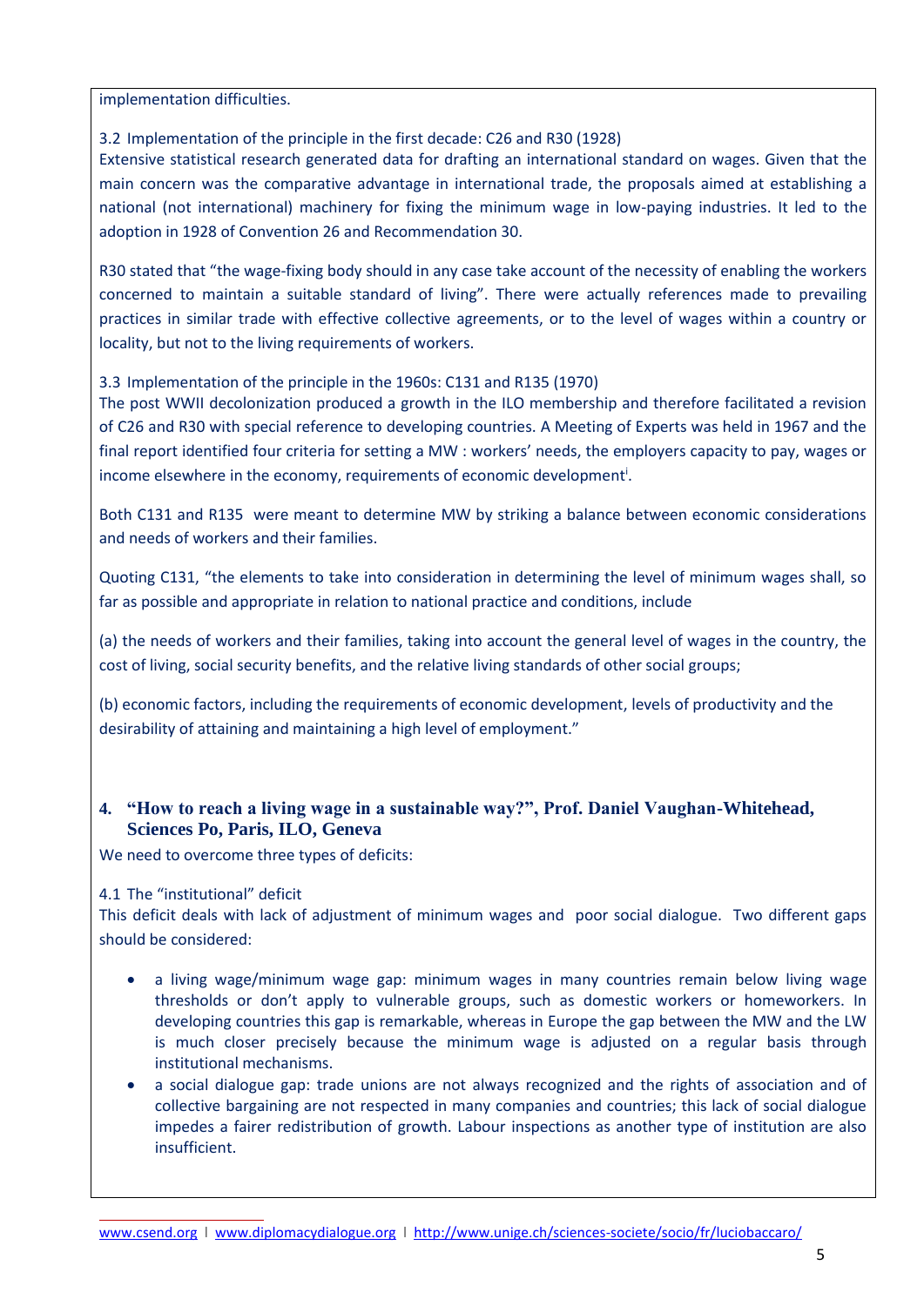implementation difficulties.

3.2 Implementation of the principle in the first decade: C26 and R30 (1928)
Extensive statistical research generated data for drafting an international standard on wages. Given that the main concern was the comparative advantage in international trade, the proposals aimed at establishing a national (not international) machinery for fixing the minimum wage in low-paying industries. It led to the adoption in 1928 of Convention 26 and Recommendation 30.

R30 stated that "the wage-fixing body should in any case take account of the necessity of enabling the workers concerned to maintain a suitable standard of living". There were actually references made to prevailing practices in similar trade with effective collective agreements, or to the level of wages within a country or locality, but not to the living requirements of workers.

3.3 Implementation of the principle in the 1960s: C131 and R135 (1970)
The post WWII decolonization produced a growth in the ILO membership and therefore facilitated a revision of C26 and R30 with special reference to developing countries. A Meeting of Experts was held in 1967 and the final report identified four criteria for setting a MW : workers' needs, the employers capacity to pay, wages or income elsewhere in the economy, requirements of economic development[i].

Both C131 and R135 were meant to determine MW by striking a balance between economic considerations and needs of workers and their families.

Quoting C131, "the elements to take into consideration in determining the level of minimum wages shall, so far as possible and appropriate in relation to national practice and conditions, include

(a) the needs of workers and their families, taking into account the general level of wages in the country, the cost of living, social security benefits, and the relative living standards of other social groups;

(b) economic factors, including the requirements of economic development, levels of productivity and the desirability of attaining and maintaining a high level of employment."

## 4. "How to reach a living wage in a sustainable way?", Prof. Daniel Vaughan-Whitehead, Sciences Po, Paris, ILO, Geneva

We need to overcome three types of deficits:

4.1 The "institutional" deficit
This deficit deals with lack of adjustment of minimum wages and poor social dialogue. Two different gaps should be considered:

- a living wage/minimum wage gap: minimum wages in many countries remain below living wage thresholds or don't apply to vulnerable groups, such as domestic workers or homeworkers. In developing countries this gap is remarkable, whereas in Europe the gap between the MW and the LW is much closer precisely because the minimum wage is adjusted on a regular basis through institutional mechanisms.
- a social dialogue gap: trade unions are not always recognized and the rights of association and of collective bargaining are not respected in many companies and countries; this lack of social dialogue impedes a fairer redistribution of growth. Labour inspections as another type of institution are also insufficient.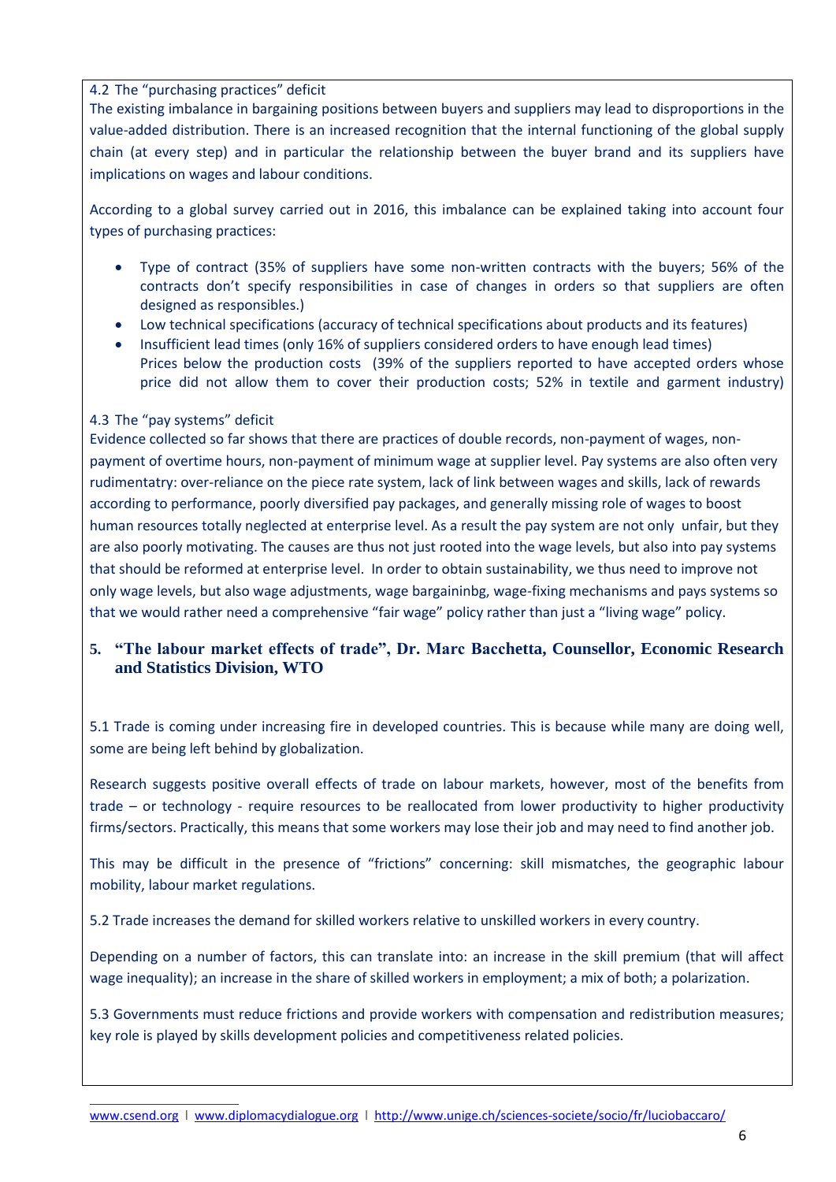4.2 The "purchasing practices" deficit

The existing imbalance in bargaining positions between buyers and suppliers may lead to disproportions in the value-added distribution. There is an increased recognition that the internal functioning of the global supply chain (at every step) and in particular the relationship between the buyer brand and its suppliers have implications on wages and labour conditions.

According to a global survey carried out in 2016, this imbalance can be explained taking into account four types of purchasing practices:

- Type of contract (35% of suppliers have some non-written contracts with the buyers; 56% of the contracts don't specify responsibilities in case of changes in orders so that suppliers are often designed as responsibles.)
- Low technical specifications (accuracy of technical specifications about products and its features)
- Insufficient lead times (only 16% of suppliers considered orders to have enough lead times)
  Prices below the production costs (39% of the suppliers reported to have accepted orders whose price did not allow them to cover their production costs; 52% in textile and garment industry)

4.3 The "pay systems" deficit

Evidence collected so far shows that there are practices of double records, non-payment of wages, non-payment of overtime hours, non-payment of minimum wage at supplier level. Pay systems are also often very rudimentatry: over-reliance on the piece rate system, lack of link between wages and skills, lack of rewards according to performance, poorly diversified pay packages, and generally missing role of wages to boost human resources totally neglected at enterprise level. As a result the pay system are not only unfair, but they are also poorly motivating. The causes are thus not just rooted into the wage levels, but also into pay systems that should be reformed at enterprise level. In order to obtain sustainability, we thus need to improve not only wage levels, but also wage adjustments, wage bargaininbg, wage-fixing mechanisms and pays systems so that we would rather need a comprehensive "fair wage" policy rather than just a "living wage" policy.

## 5. "The labour market effects of trade", Dr. Marc Bacchetta, Counsellor, Economic Research and Statistics Division, WTO

5.1 Trade is coming under increasing fire in developed countries. This is because while many are doing well, some are being left behind by globalization.

Research suggests positive overall effects of trade on labour markets, however, most of the benefits from trade – or technology - require resources to be reallocated from lower productivity to higher productivity firms/sectors. Practically, this means that some workers may lose their job and may need to find another job.

This may be difficult in the presence of "frictions" concerning: skill mismatches, the geographic labour mobility, labour market regulations.

5.2 Trade increases the demand for skilled workers relative to unskilled workers in every country.

Depending on a number of factors, this can translate into: an increase in the skill premium (that will affect wage inequality); an increase in the share of skilled workers in employment; a mix of both; a polarization.

5.3 Governments must reduce frictions and provide workers with compensation and redistribution measures; key role is played by skills development policies and competitiveness related policies.

www.csend.org | www.diplomacydialogue.org | http://www.unige.ch/sciences-societe/socio/fr/luciobaccaro/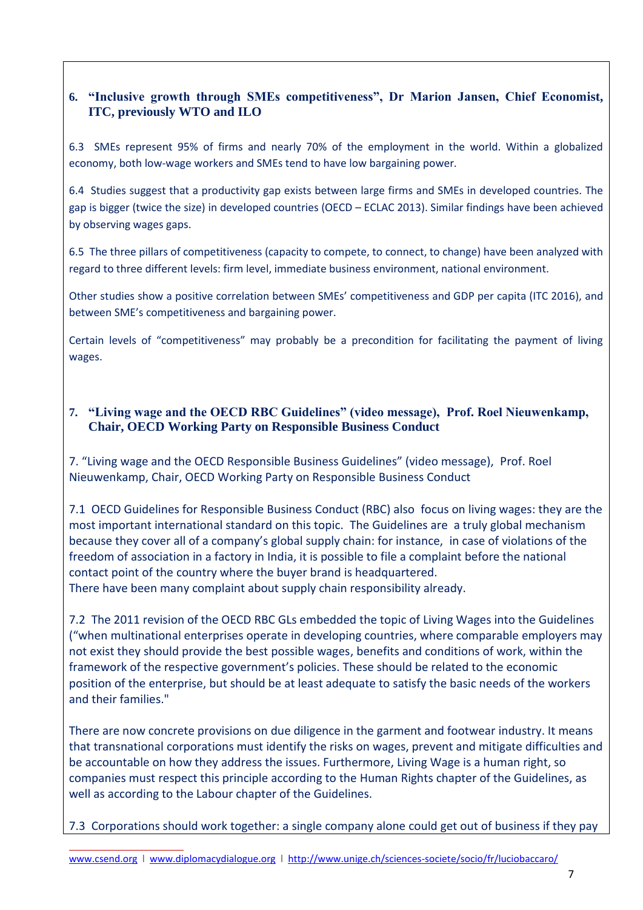## 6. “Inclusive growth through SMEs competitiveness”, Dr Marion Jansen, Chief Economist, ITC, previously WTO and ILO

6.3 SMEs represent 95% of firms and nearly 70% of the employment in the world. Within a globalized economy, both low-wage workers and SMEs tend to have low bargaining power.

6.4 Studies suggest that a productivity gap exists between large firms and SMEs in developed countries. The gap is bigger (twice the size) in developed countries (OECD – ECLAC 2013). Similar findings have been achieved by observing wages gaps.

6.5 The three pillars of competitiveness (capacity to compete, to connect, to change) have been analyzed with regard to three different levels: firm level, immediate business environment, national environment.

Other studies show a positive correlation between SMEs’ competitiveness and GDP per capita (ITC 2016), and between SME’s competitiveness and bargaining power.

Certain levels of “competitiveness” may probably be a precondition for facilitating the payment of living wages.

## 7. “Living wage and the OECD RBC Guidelines” (video message), Prof. Roel Nieuwenkamp, Chair, OECD Working Party on Responsible Business Conduct

7. “Living wage and the OECD Responsible Business Guidelines” (video message), Prof. Roel Nieuwenkamp, Chair, OECD Working Party on Responsible Business Conduct

7.1 OECD Guidelines for Responsible Business Conduct (RBC) also focus on living wages: they are the most important international standard on this topic. The Guidelines are a truly global mechanism because they cover all of a company’s global supply chain: for instance, in case of violations of the freedom of association in a factory in India, it is possible to file a complaint before the national contact point of the country where the buyer brand is headquartered.
There have been many complaint about supply chain responsibility already.

7.2 The 2011 revision of the OECD RBC GLs embedded the topic of Living Wages into the Guidelines (“when multinational enterprises operate in developing countries, where comparable employers may not exist they should provide the best possible wages, benefits and conditions of work, within the framework of the respective government’s policies. These should be related to the economic position of the enterprise, but should be at least adequate to satisfy the basic needs of the workers and their families."

There are now concrete provisions on due diligence in the garment and footwear industry. It means that transnational corporations must identify the risks on wages, prevent and mitigate difficulties and be accountable on how they address the issues. Furthermore, Living Wage is a human right, so companies must respect this principle according to the Human Rights chapter of the Guidelines, as well as according to the Labour chapter of the Guidelines.

7.3 Corporations should work together: a single company alone could get out of business if they pay

www.csend.org | www.diplomacydialogue.org | http://www.unige.ch/sciences-societe/socio/fr/luciobaccaro/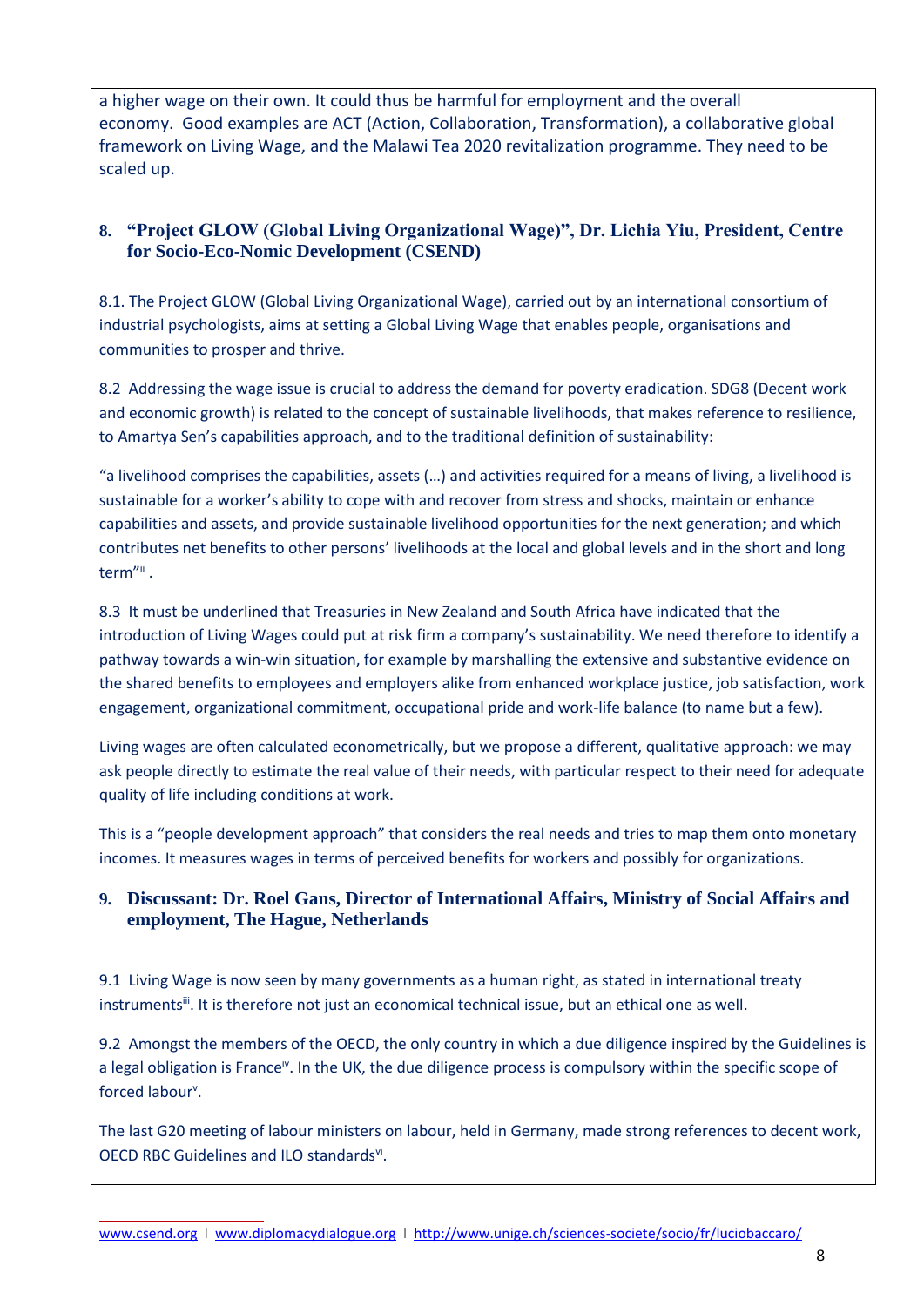a higher wage on their own. It could thus be harmful for employment and the overall economy. Good examples are ACT (Action, Collaboration, Transformation), a collaborative global framework on Living Wage, and the Malawi Tea 2020 revitalization programme. They need to be scaled up.

## 8. "Project GLOW (Global Living Organizational Wage)", Dr. Lichia Yiu, President, Centre for Socio-Eco-Nomic Development (CSEND)

8.1. The Project GLOW (Global Living Organizational Wage), carried out by an international consortium of industrial psychologists, aims at setting a Global Living Wage that enables people, organisations and communities to prosper and thrive.

8.2 Addressing the wage issue is crucial to address the demand for poverty eradication. SDG8 (Decent work and economic growth) is related to the concept of sustainable livelihoods, that makes reference to resilience, to Amartya Sen's capabilities approach, and to the traditional definition of sustainability:

"a livelihood comprises the capabilities, assets (…) and activities required for a means of living, a livelihood is sustainable for a worker's ability to cope with and recover from stress and shocks, maintain or enhance capabilities and assets, and provide sustainable livelihood opportunities for the next generation; and which contributes net benefits to other persons' livelihoods at the local and global levels and in the short and long term"[ii] .

8.3 It must be underlined that Treasuries in New Zealand and South Africa have indicated that the introduction of Living Wages could put at risk firm a company's sustainability. We need therefore to identify a pathway towards a win-win situation, for example by marshalling the extensive and substantive evidence on the shared benefits to employees and employers alike from enhanced workplace justice, job satisfaction, work engagement, organizational commitment, occupational pride and work-life balance (to name but a few).

Living wages are often calculated econometrically, but we propose a different, qualitative approach: we may ask people directly to estimate the real value of their needs, with particular respect to their need for adequate quality of life including conditions at work.

This is a "people development approach" that considers the real needs and tries to map them onto monetary incomes. It measures wages in terms of perceived benefits for workers and possibly for organizations.

## 9. Discussant: Dr. Roel Gans, Director of International Affairs, Ministry of Social Affairs and employment, The Hague, Netherlands

9.1 Living Wage is now seen by many governments as a human right, as stated in international treaty instruments[iii]. It is therefore not just an economical technical issue, but an ethical one as well.

9.2 Amongst the members of the OECD, the only country in which a due diligence inspired by the Guidelines is a legal obligation is France[iv]. In the UK, the due diligence process is compulsory within the specific scope of forced labour[v].

The last G20 meeting of labour ministers on labour, held in Germany, made strong references to decent work, OECD RBC Guidelines and ILO standards[vi].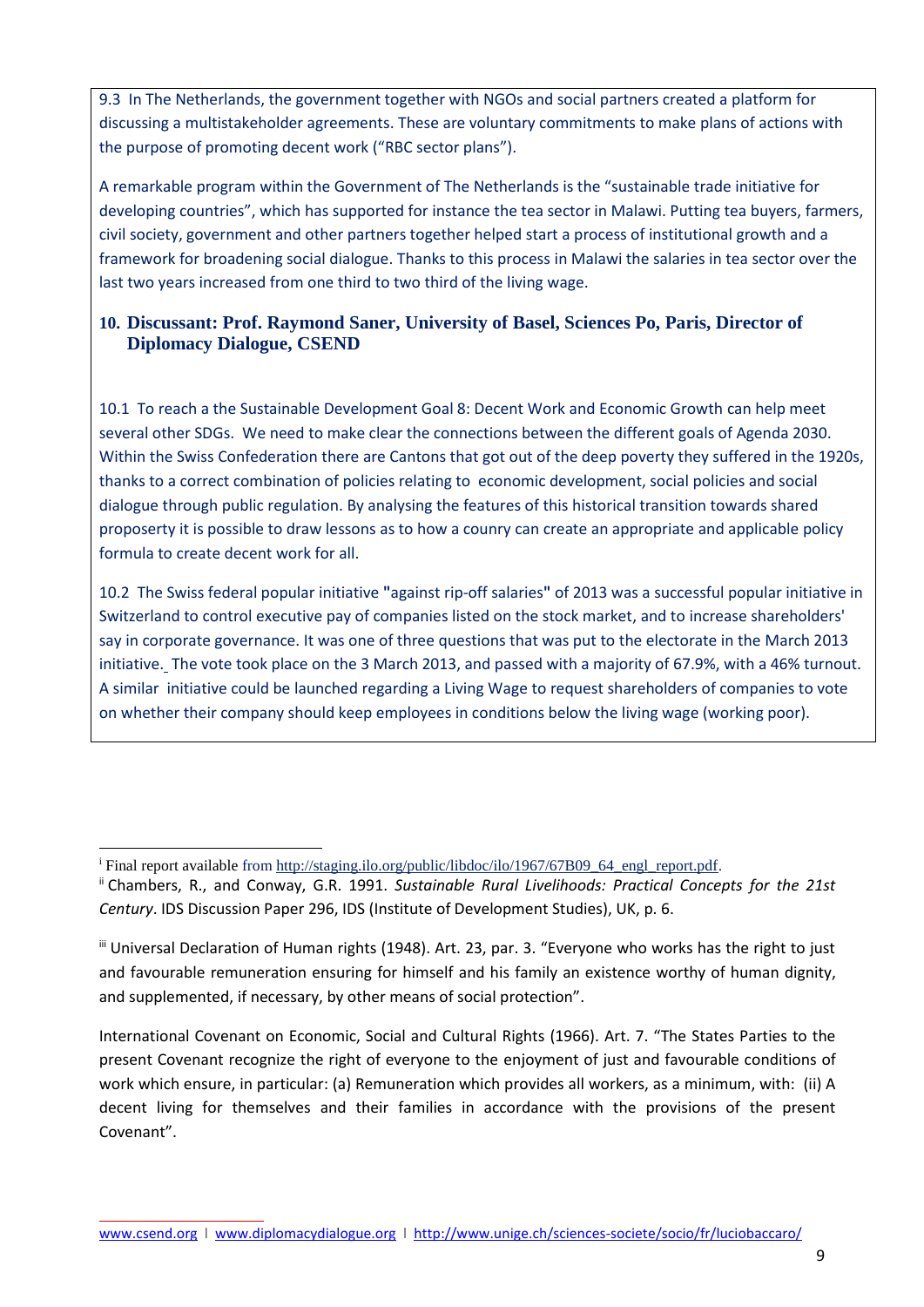9.3 In The Netherlands, the government together with NGOs and social partners created a platform for discussing a multistakeholder agreements. These are voluntary commitments to make plans of actions with the purpose of promoting decent work ("RBC sector plans").

A remarkable program within the Government of The Netherlands is the "sustainable trade initiative for developing countries", which has supported for instance the tea sector in Malawi. Putting tea buyers, farmers, civil society, government and other partners together helped start a process of institutional growth and a framework for broadening social dialogue. Thanks to this process in Malawi the salaries in tea sector over the last two years increased from one third to two third of the living wage.

## 10. Discussant: Prof. Raymond Saner, University of Basel, Sciences Po, Paris, Director of Diplomacy Dialogue, CSEND

10.1 To reach a the Sustainable Development Goal 8: Decent Work and Economic Growth can help meet several other SDGs. We need to make clear the connections between the different goals of Agenda 2030. Within the Swiss Confederation there are Cantons that got out of the deep poverty they suffered in the 1920s, thanks to a correct combination of policies relating to economic development, social policies and social dialogue through public regulation. By analysing the features of this historical transition towards shared proposerty it is possible to draw lessons as to how a counry can create an appropriate and applicable policy formula to create decent work for all.

10.2 The Swiss federal popular initiative "against rip-off salaries" of 2013 was a successful popular initiative in Switzerland to control executive pay of companies listed on the stock market, and to increase shareholders' say in corporate governance. It was one of three questions that was put to the electorate in the March 2013 initiative. The vote took place on the 3 March 2013, and passed with a majority of 67.9%, with a 46% turnout. A similar initiative could be launched regarding a Living Wage to request shareholders of companies to vote on whether their company should keep employees in conditions below the living wage (working poor).

---

[i] Final report available from http://staging.ilo.org/public/libdoc/ilo/1967/67B09_64_engl_report.pdf.

[ii] Chambers, R., and Conway, G.R. 1991. *Sustainable Rural Livelihoods: Practical Concepts for the 21st Century*. IDS Discussion Paper 296, IDS (Institute of Development Studies), UK, p. 6.

[iii] Universal Declaration of Human rights (1948). Art. 23, par. 3. "Everyone who works has the right to just and favourable remuneration ensuring for himself and his family an existence worthy of human dignity, and supplemented, if necessary, by other means of social protection".

International Covenant on Economic, Social and Cultural Rights (1966). Art. 7. "The States Parties to the present Covenant recognize the right of everyone to the enjoyment of just and favourable conditions of work which ensure, in particular: (a) Remuneration which provides all workers, as a minimum, with: (ii) A decent living for themselves and their families in accordance with the provisions of the present Covenant".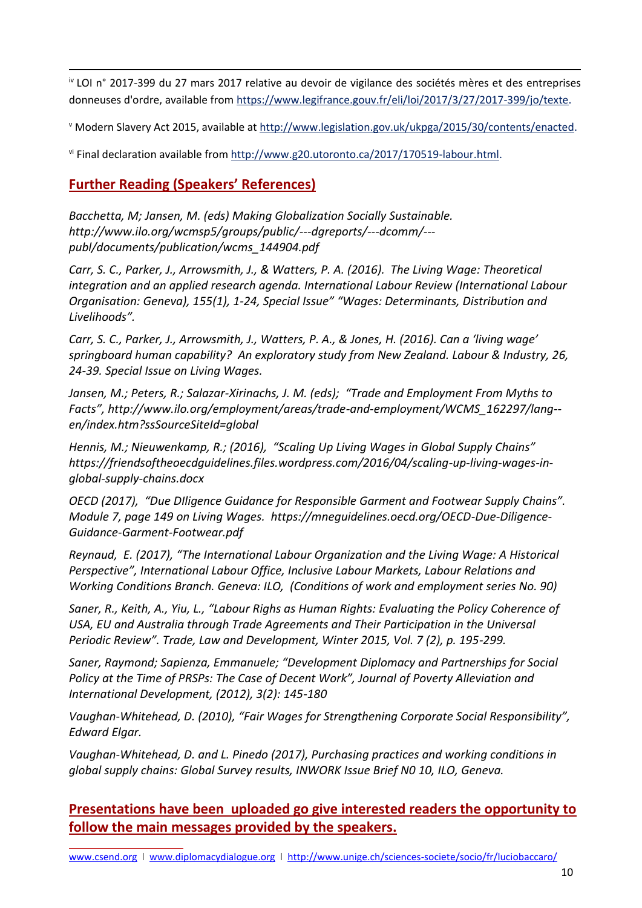[iv] LOI n° 2017-399 du 27 mars 2017 relative au devoir de vigilance des sociétés mères et des entreprises donneuses d'ordre, available from https://www.legifrance.gouv.fr/eli/loi/2017/3/27/2017-399/jo/texte.

[v] Modern Slavery Act 2015, available at http://www.legislation.gov.uk/ukpga/2015/30/contents/enacted.

[vi] Final declaration available from http://www.g20.utoronto.ca/2017/170519-labour.html.

## Further Reading (Speakers' References)

*Bacchetta, M; Jansen, M. (eds) Making Globalization Socially Sustainable. http://www.ilo.org/wcmsp5/groups/public/---dgreports/---dcomm/---publ/documents/publication/wcms_144904.pdf*

*Carr, S. C., Parker, J., Arrowsmith, J., & Watters, P. A. (2016). The Living Wage: Theoretical integration and an applied research agenda. International Labour Review (International Labour Organisation: Geneva), 155(1), 1-24, Special Issue" "Wages: Determinants, Distribution and Livelihoods".*

*Carr, S. C., Parker, J., Arrowsmith, J., Watters, P. A., & Jones, H. (2016). Can a 'living wage' springboard human capability? An exploratory study from New Zealand. Labour & Industry, 26, 24-39. Special Issue on Living Wages.*

*Jansen, M.; Peters, R.; Salazar-Xirinachs, J. M. (eds); "Trade and Employment From Myths to Facts", http://www.ilo.org/employment/areas/trade-and-employment/WCMS_162297/lang--en/index.htm?ssSourceSiteId=global*

*Hennis, M.; Nieuwenkamp, R.; (2016), "Scaling Up Living Wages in Global Supply Chains" https://friendsoftheoecdguidelines.files.wordpress.com/2016/04/scaling-up-living-wages-in-global-supply-chains.docx*

*OECD (2017), "Due DIligence Guidance for Responsible Garment and Footwear Supply Chains". Module 7, page 149 on Living Wages. https://mneguidelines.oecd.org/OECD-Due-Diligence-Guidance-Garment-Footwear.pdf*

*Reynaud, E. (2017), "The International Labour Organization and the Living Wage: A Historical Perspective", International Labour Office, Inclusive Labour Markets, Labour Relations and Working Conditions Branch. Geneva: ILO, (Conditions of work and employment series No. 90)*

*Saner, R., Keith, A., Yiu, L., "Labour Righs as Human Rights: Evaluating the Policy Coherence of USA, EU and Australia through Trade Agreements and Their Participation in the Universal Periodic Review". Trade, Law and Development, Winter 2015, Vol. 7 (2), p. 195-299.*

*Saner, Raymond; Sapienza, Emmanuele; "Development Diplomacy and Partnerships for Social Policy at the Time of PRSPs: The Case of Decent Work", Journal of Poverty Alleviation and International Development, (2012), 3(2): 145-180*

*Vaughan-Whitehead, D. (2010), "Fair Wages for Strengthening Corporate Social Responsibility", Edward Elgar.*

*Vaughan-Whitehead, D. and L. Pinedo (2017), Purchasing practices and working conditions in global supply chains: Global Survey results, INWORK Issue Brief N0 10, ILO, Geneva.*

## Presentations have been uploaded go give interested readers the opportunity to follow the main messages provided by the speakers.

www.csend.org | www.diplomacydialogue.org | http://www.unige.ch/sciences-societe/socio/fr/luciobaccaro/